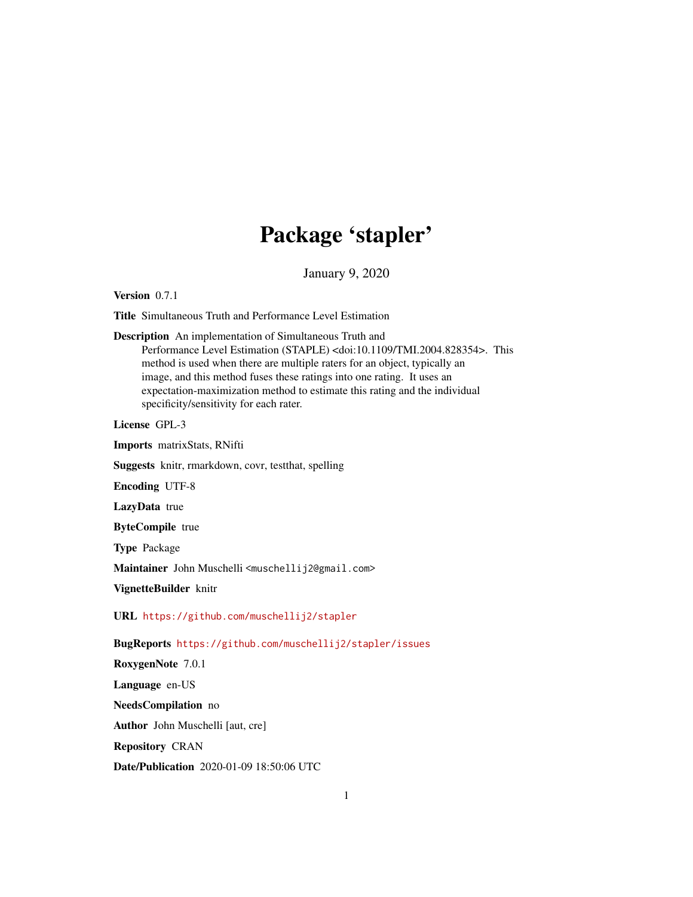# Package 'stapler'

January 9, 2020

**Version** 0.7.1

**Title** Simultaneous Truth and Performance Level Estimation

**Description** An implementation of Simultaneous Truth and Performance Level Estimation (STAPLE) <doi:10.1109/TMI.2004.828354>. This method is used when there are multiple raters for an object, typically an image, and this method fuses these ratings into one rating. It uses an expectation-maximization method to estimate this rating and the individual specificity/sensitivity for each rater.

**License** GPL-3

**Imports** matrixStats, RNifti

**Suggests** knitr, rmarkdown, covr, testthat, spelling

**Encoding** UTF-8

**LazyData** true

**ByteCompile** true

**Type** Package

**Maintainer** John Muschelli <muschellij2@gmail.com>

**VignetteBuilder** knitr

**URL** https://github.com/muschellij2/stapler

**BugReports** https://github.com/muschellij2/stapler/issues

**RoxygenNote** 7.0.1

**Language** en-US

**NeedsCompilation** no

**Author** John Muschelli [aut, cre]

**Repository** CRAN

**Date/Publication** 2020-01-09 18:50:06 UTC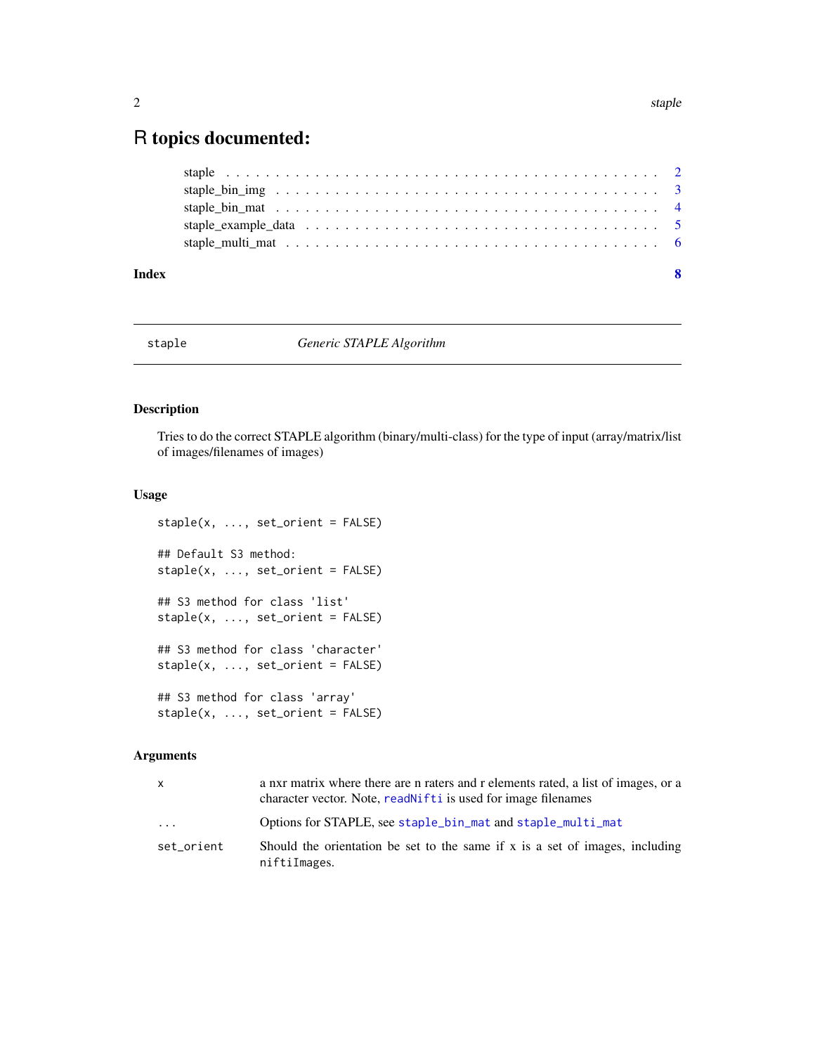# R topics documented:

- staple . . . . . . . . . . . . . . . . . . . . . . . . . . . . . . . . . . . . . . . . 2
- staple_bin_img . . . . . . . . . . . . . . . . . . . . . . . . . . . . . . . . . . . . 3
- staple_bin_mat . . . . . . . . . . . . . . . . . . . . . . . . . . . . . . . . . . . . 4
- staple_example_data . . . . . . . . . . . . . . . . . . . . . . . . . . . . . . . . . 5
- staple_multi_mat . . . . . . . . . . . . . . . . . . . . . . . . . . . . . . . . . . . 6

**Index** **8**

---

staple *Generic STAPLE Algorithm*

---

### Description

Tries to do the correct STAPLE algorithm (binary/multi-class) for the type of input (array/matrix/list of images/filenames of images)

### Usage

```
staple(x, ..., set_orient = FALSE)

## Default S3 method:
staple(x, ..., set_orient = FALSE)

## S3 method for class 'list'
staple(x, ..., set_orient = FALSE)

## S3 method for class 'character'
staple(x, ..., set_orient = FALSE)

## S3 method for class 'array'
staple(x, ..., set_orient = FALSE)
```

### Arguments

| | |
|---|---|
| `x` | a nxr matrix where there are n raters and r elements rated, a list of images, or a character vector. Note, `readNifti` is used for image filenames |
| `...` | Options for STAPLE, see `staple_bin_mat` and `staple_multi_mat` |
| `set_orient` | Should the orientation be set to the same if x is a set of images, including `niftiImages`. |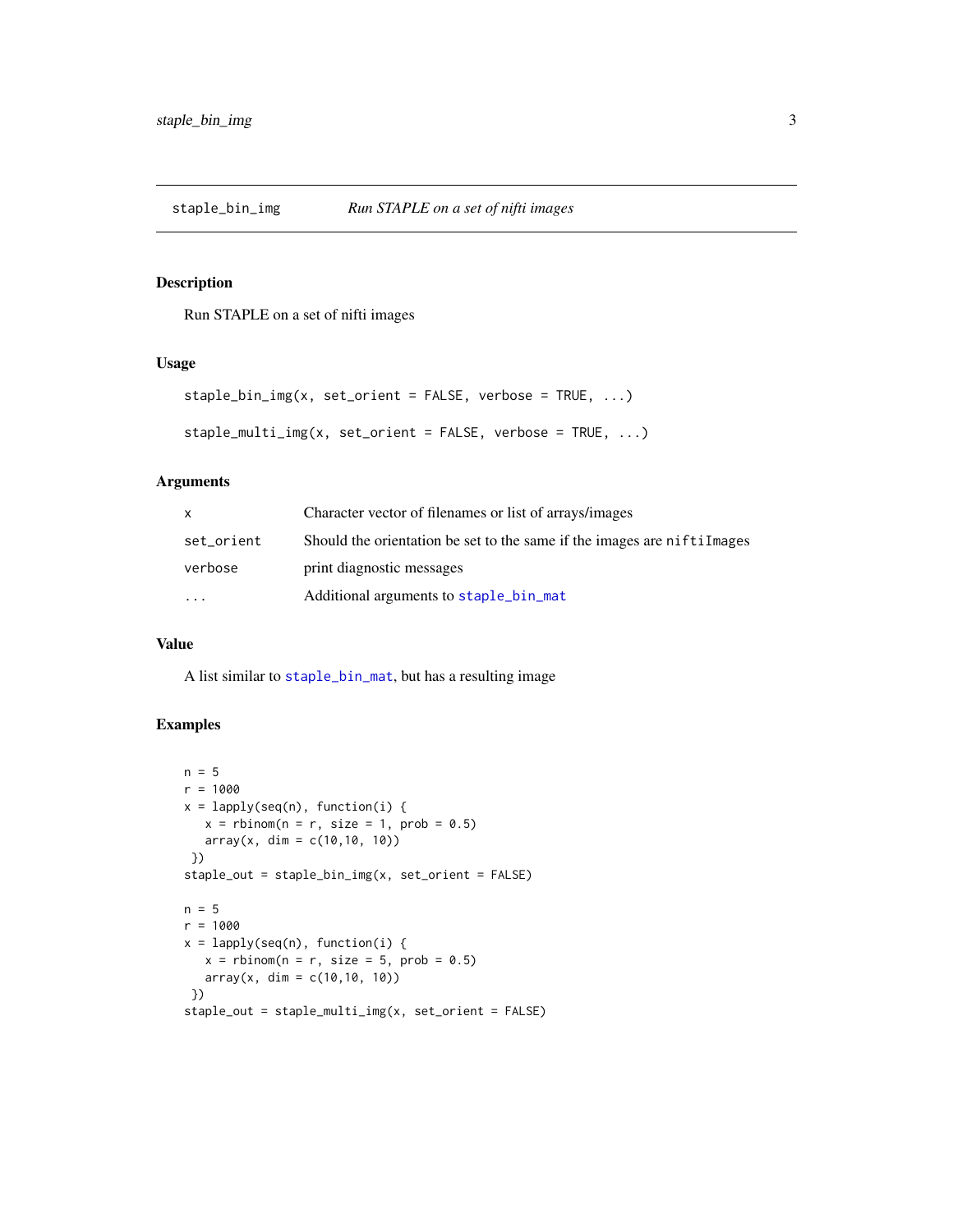## staple_bin_img — *Run STAPLE on a set of nifti images*

### Description

Run STAPLE on a set of nifti images

### Usage

```
staple_bin_img(x, set_orient = FALSE, verbose = TRUE, ...)

staple_multi_img(x, set_orient = FALSE, verbose = TRUE, ...)
```

### Arguments

| | |
|---|---|
| `x` | Character vector of filenames or list of arrays/images |
| `set_orient` | Should the orientation be set to the same if the images are `niftiImages` |
| `verbose` | print diagnostic messages |
| `...` | Additional arguments to `staple_bin_mat` |

### Value

A list similar to `staple_bin_mat`, but has a resulting image

### Examples

```
n = 5
r = 1000
x = lapply(seq(n), function(i) {
   x = rbinom(n = r, size = 1, prob = 0.5)
   array(x, dim = c(10,10, 10))
 })
staple_out = staple_bin_img(x, set_orient = FALSE)

n = 5
r = 1000
x = lapply(seq(n), function(i) {
   x = rbinom(n = r, size = 5, prob = 0.5)
   array(x, dim = c(10,10, 10))
 })
staple_out = staple_multi_img(x, set_orient = FALSE)
```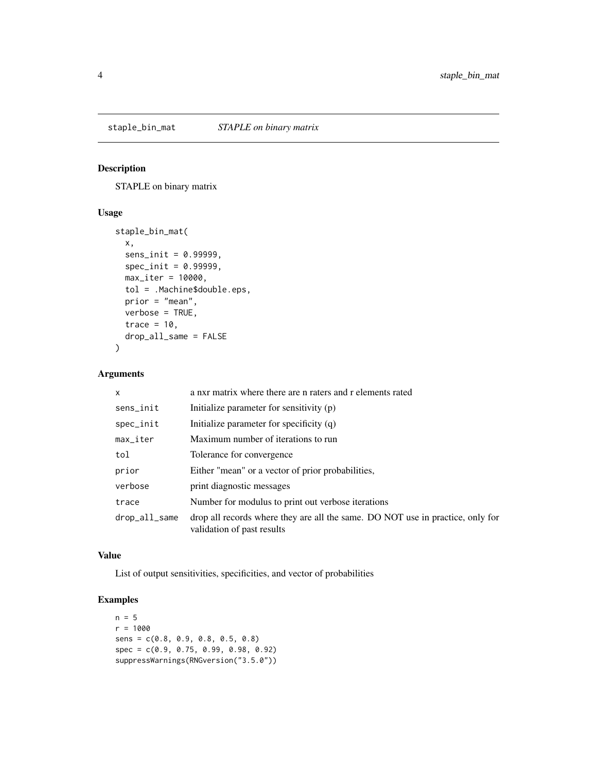## staple_bin_mat *STAPLE on binary matrix*

### Description

STAPLE on binary matrix

### Usage

```
staple_bin_mat(
  x,
  sens_init = 0.99999,
  spec_init = 0.99999,
  max_iter = 10000,
  tol = .Machine$double.eps,
  prior = "mean",
  verbose = TRUE,
  trace = 10,
  drop_all_same = FALSE
)
```

### Arguments

| | |
|---|---|
| x | a nxr matrix where there are n raters and r elements rated |
| sens_init | Initialize parameter for sensitivity (p) |
| spec_init | Initialize parameter for specificity (q) |
| max_iter | Maximum number of iterations to run |
| tol | Tolerance for convergence |
| prior | Either "mean" or a vector of prior probabilities, |
| verbose | print diagnostic messages |
| trace | Number for modulus to print out verbose iterations |
| drop_all_same | drop all records where they are all the same. DO NOT use in practice, only for validation of past results |

### Value

List of output sensitivities, specificities, and vector of probabilities

### Examples

```
n = 5
r = 1000
sens = c(0.8, 0.9, 0.8, 0.5, 0.8)
spec = c(0.9, 0.75, 0.99, 0.98, 0.92)
suppressWarnings(RNGversion("3.5.0"))
```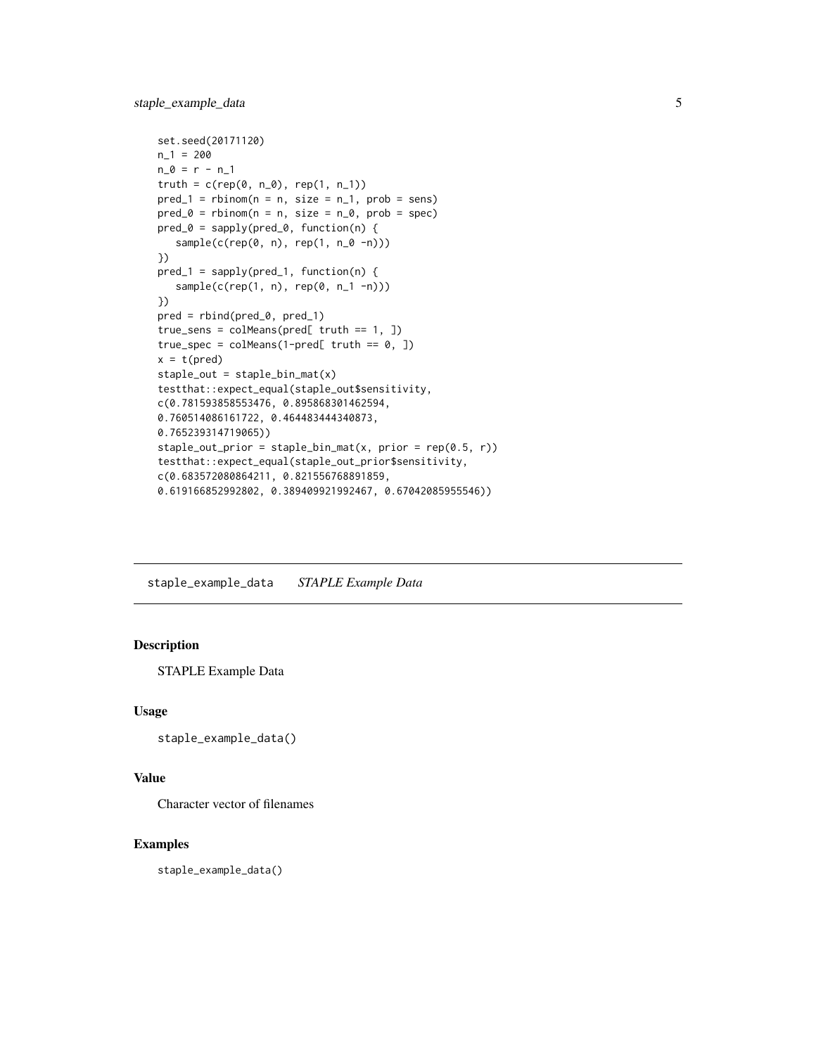```
set.seed(20171120)
n_1 = 200
n_0 = r - n_1
truth = c(rep(0, n_0), rep(1, n_1))
pred_1 = rbinom(n = n, size = n_1, prob = sens)
pred_0 = rbinom(n = n, size = n_0, prob = spec)
pred_0 = sapply(pred_0, function(n) {
   sample(c(rep(0, n), rep(1, n_0 -n)))
})
pred_1 = sapply(pred_1, function(n) {
   sample(c(rep(1, n), rep(0, n_1 -n)))
})
pred = rbind(pred_0, pred_1)
true_sens = colMeans(pred[ truth == 1, ])
true_spec = colMeans(1-pred[ truth == 0, ])
x = t(pred)
staple_out = staple_bin_mat(x)
testthat::expect_equal(staple_out$sensitivity,
c(0.781593858553476, 0.895868301462594,
0.760514086161722, 0.464483444340873,
0.765239314719065))
staple_out_prior = staple_bin_mat(x, prior = rep(0.5, r))
testthat::expect_equal(staple_out_prior$sensitivity,
c(0.683572080864211, 0.821556768891859,
0.619166852992802, 0.389409921992467, 0.67042085955546))
```

## staple_example_data    *STAPLE Example Data*

### Description

STAPLE Example Data

### Usage

```
staple_example_data()
```

### Value

Character vector of filenames

### Examples

```
staple_example_data()
```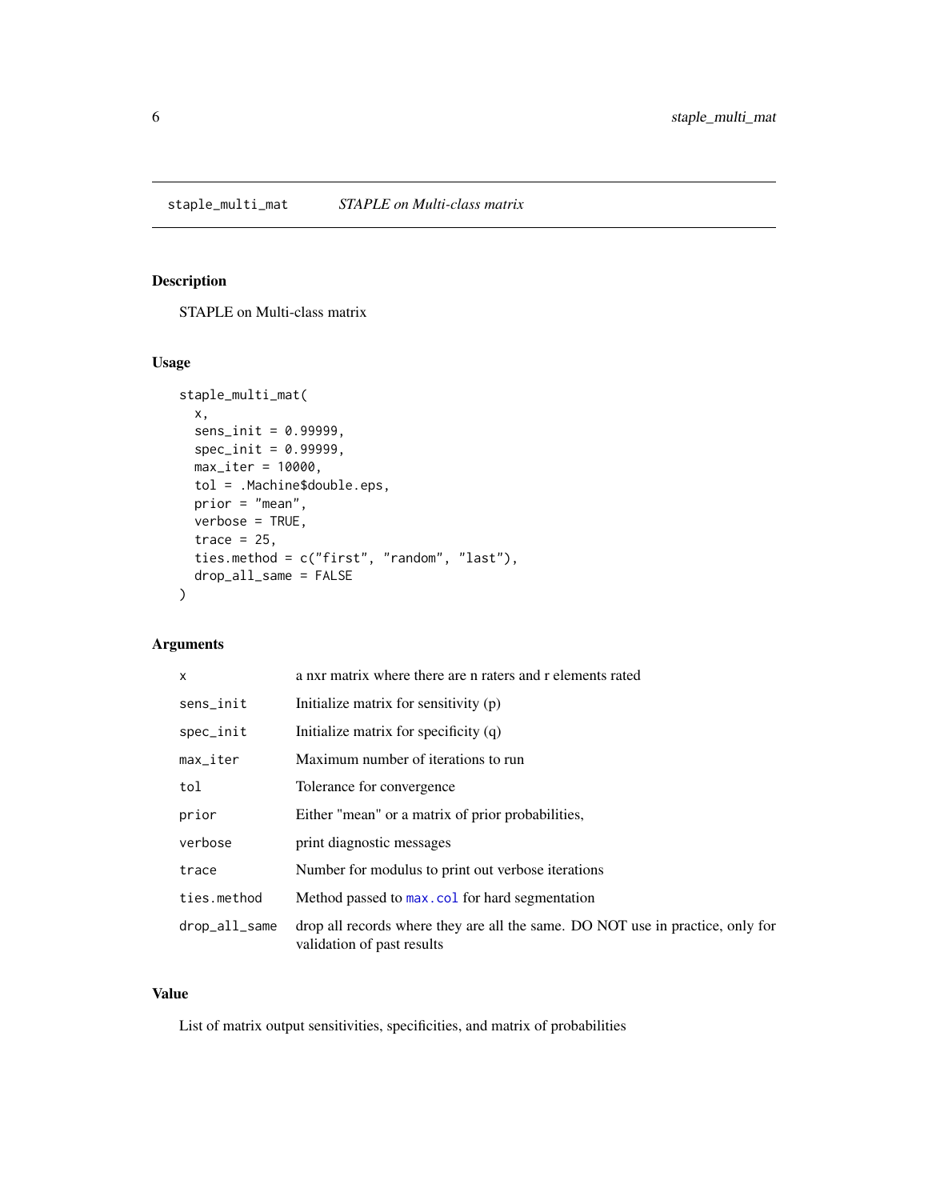## staple_multi_mat &nbsp;&nbsp;&nbsp; *STAPLE on Multi-class matrix*

### Description

STAPLE on Multi-class matrix

### Usage

```
staple_multi_mat(
  x,
  sens_init = 0.99999,
  spec_init = 0.99999,
  max_iter = 10000,
  tol = .Machine$double.eps,
  prior = "mean",
  verbose = TRUE,
  trace = 25,
  ties.method = c("first", "random", "last"),
  drop_all_same = FALSE
)
```

### Arguments

| | |
|---|---|
| `x` | a nxr matrix where there are n raters and r elements rated |
| `sens_init` | Initialize matrix for sensitivity (p) |
| `spec_init` | Initialize matrix for specificity (q) |
| `max_iter` | Maximum number of iterations to run |
| `tol` | Tolerance for convergence |
| `prior` | Either "mean" or a matrix of prior probabilities, |
| `verbose` | print diagnostic messages |
| `trace` | Number for modulus to print out verbose iterations |
| `ties.method` | Method passed to `max.col` for hard segmentation |
| `drop_all_same` | drop all records where they are all the same. DO NOT use in practice, only for validation of past results |

### Value

List of matrix output sensitivities, specificities, and matrix of probabilities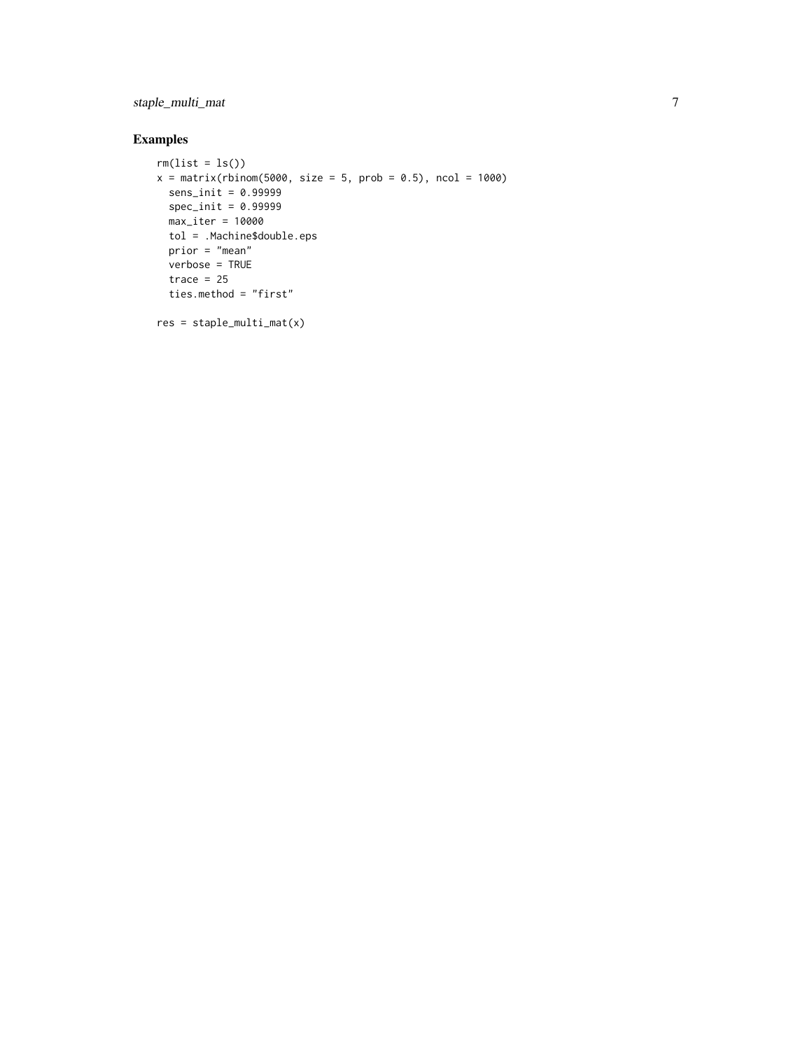## Examples

```
rm(list = ls())
x = matrix(rbinom(5000, size = 5, prob = 0.5), ncol = 1000)
  sens_init = 0.99999
  spec_init = 0.99999
  max_iter = 10000
  tol = .Machine$double.eps
  prior = "mean"
  verbose = TRUE
  trace = 25
  ties.method = "first"

res = staple_multi_mat(x)
```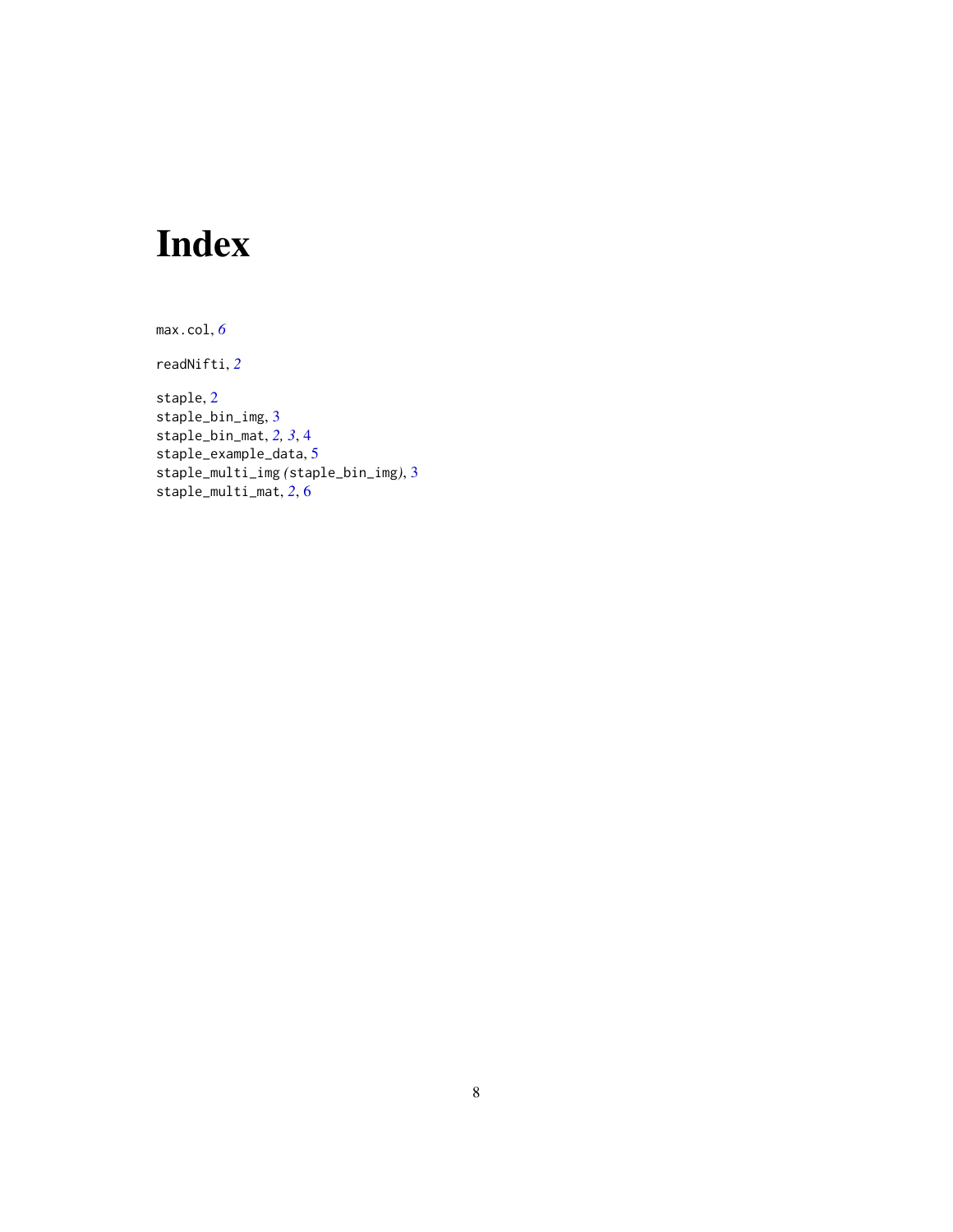# Index

max.col, *6*

readNifti, *2*

staple, 2
staple_bin_img, 3
staple_bin_mat, *2, 3*, 4
staple_example_data, 5
staple_multi_img *(*staple_bin_img*)*, 3
staple_multi_mat, *2*, 6